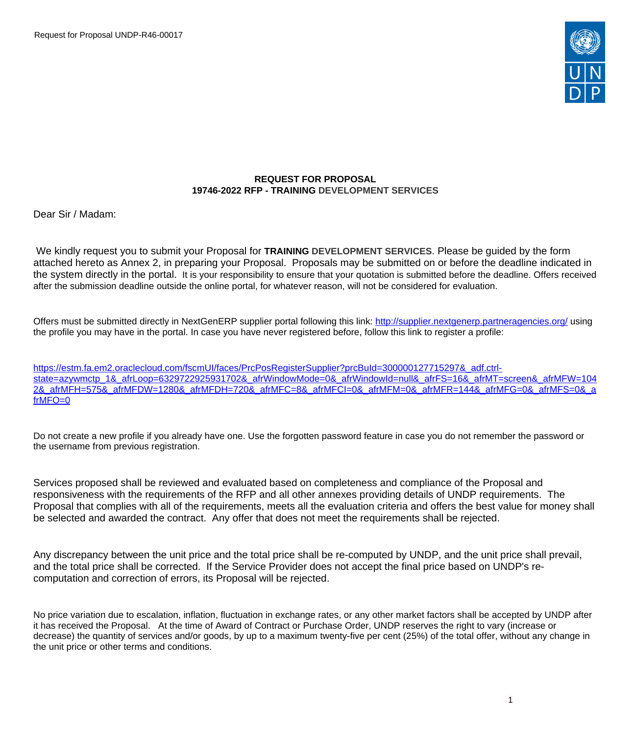Request for Proposal UNDP-R46-00017

**REQUEST FOR PROPOSAL**
**19746-2022 RFP - TRAINING DEVELOPMENT SERVICES**

Dear Sir / Madam:

We kindly request you to submit your Proposal for **TRAINING DEVELOPMENT SERVICES**. Please be guided by the form attached hereto as Annex 2, in preparing your Proposal. Proposals may be submitted on or before the deadline indicated in the system directly in the portal. It is your responsibility to ensure that your quotation is submitted before the deadline. Offers received after the submission deadline outside the online portal, for whatever reason, will not be considered for evaluation.

Offers must be submitted directly in NextGenERP supplier portal following this link: http://supplier.nextgenerp.partneragencies.org/ using the profile you may have in the portal. In case you have never registered before, follow this link to register a profile:

https://estm.fa.em2.oraclecloud.com/fscmUI/faces/PrcPosRegisterSupplier?prcBuId=300000127715297&_adf.ctrl-state=azywmctp_1&_afrLoop=6329722925931702&_afrWindowMode=0&_afrWindowId=null&_afrFS=16&_afrMT=screen&_afrMFW=1042&_afrMFH=575&_afrMFDW=1280&_afrMFDH=720&_afrMFC=8&_afrMFCI=0&_afrMFM=0&_afrMFR=144&_afrMFG=0&_afrMFS=0&_afrMFO=0

Do not create a new profile if you already have one. Use the forgotten password feature in case you do not remember the password or the username from previous registration.

Services proposed shall be reviewed and evaluated based on completeness and compliance of the Proposal and responsiveness with the requirements of the RFP and all other annexes providing details of UNDP requirements. The Proposal that complies with all of the requirements, meets all the evaluation criteria and offers the best value for money shall be selected and awarded the contract. Any offer that does not meet the requirements shall be rejected.

Any discrepancy between the unit price and the total price shall be re-computed by UNDP, and the unit price shall prevail, and the total price shall be corrected. If the Service Provider does not accept the final price based on UNDP's re-computation and correction of errors, its Proposal will be rejected.

No price variation due to escalation, inflation, fluctuation in exchange rates, or any other market factors shall be accepted by UNDP after it has received the Proposal. At the time of Award of Contract or Purchase Order, UNDP reserves the right to vary (increase or decrease) the quantity of services and/or goods, by up to a maximum twenty-five per cent (25%) of the total offer, without any change in the unit price or other terms and conditions.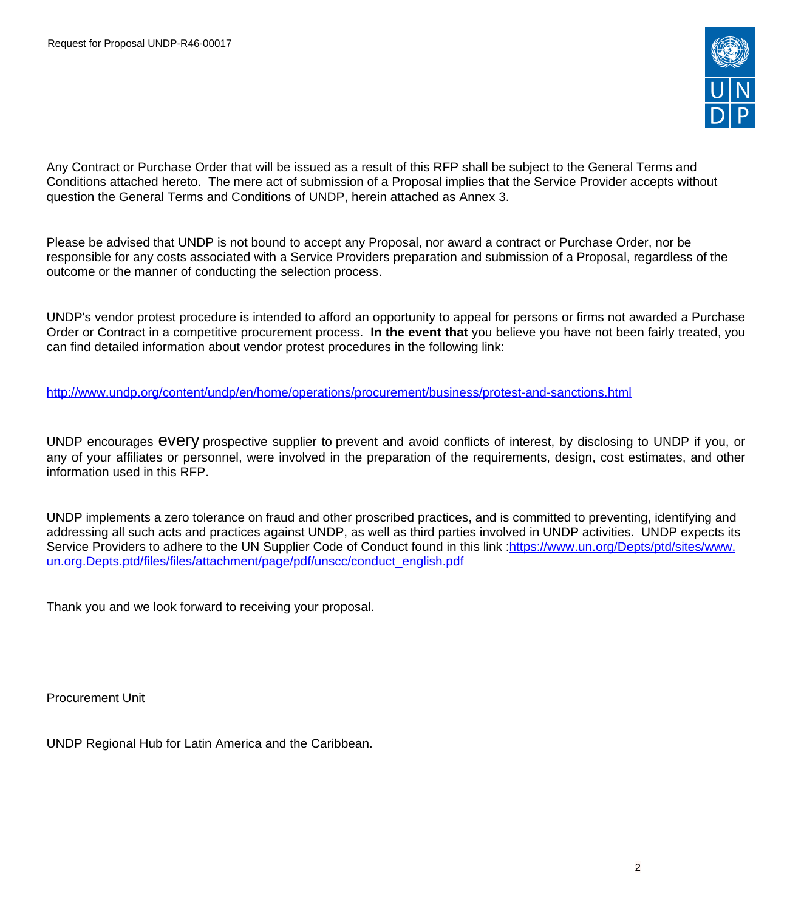Any Contract or Purchase Order that will be issued as a result of this RFP shall be subject to the General Terms and Conditions attached hereto. The mere act of submission of a Proposal implies that the Service Provider accepts without question the General Terms and Conditions of UNDP, herein attached as Annex 3.

Please be advised that UNDP is not bound to accept any Proposal, nor award a contract or Purchase Order, nor be responsible for any costs associated with a Service Providers preparation and submission of a Proposal, regardless of the outcome or the manner of conducting the selection process.

UNDP's vendor protest procedure is intended to afford an opportunity to appeal for persons or firms not awarded a Purchase Order or Contract in a competitive procurement process. **In the event that** you believe you have not been fairly treated, you can find detailed information about vendor protest procedures in the following link:

http://www.undp.org/content/undp/en/home/operations/procurement/business/protest-and-sanctions.html

UNDP encourages every prospective supplier to prevent and avoid conflicts of interest, by disclosing to UNDP if you, or any of your affiliates or personnel, were involved in the preparation of the requirements, design, cost estimates, and other information used in this RFP.

UNDP implements a zero tolerance on fraud and other proscribed practices, and is committed to preventing, identifying and addressing all such acts and practices against UNDP, as well as third parties involved in UNDP activities. UNDP expects its Service Providers to adhere to the UN Supplier Code of Conduct found in this link :https://www.un.org/Depts/ptd/sites/www.un.org.Depts.ptd/files/files/attachment/page/pdf/unscc/conduct_english.pdf

Thank you and we look forward to receiving your proposal.

Procurement Unit

UNDP Regional Hub for Latin America and the Caribbean.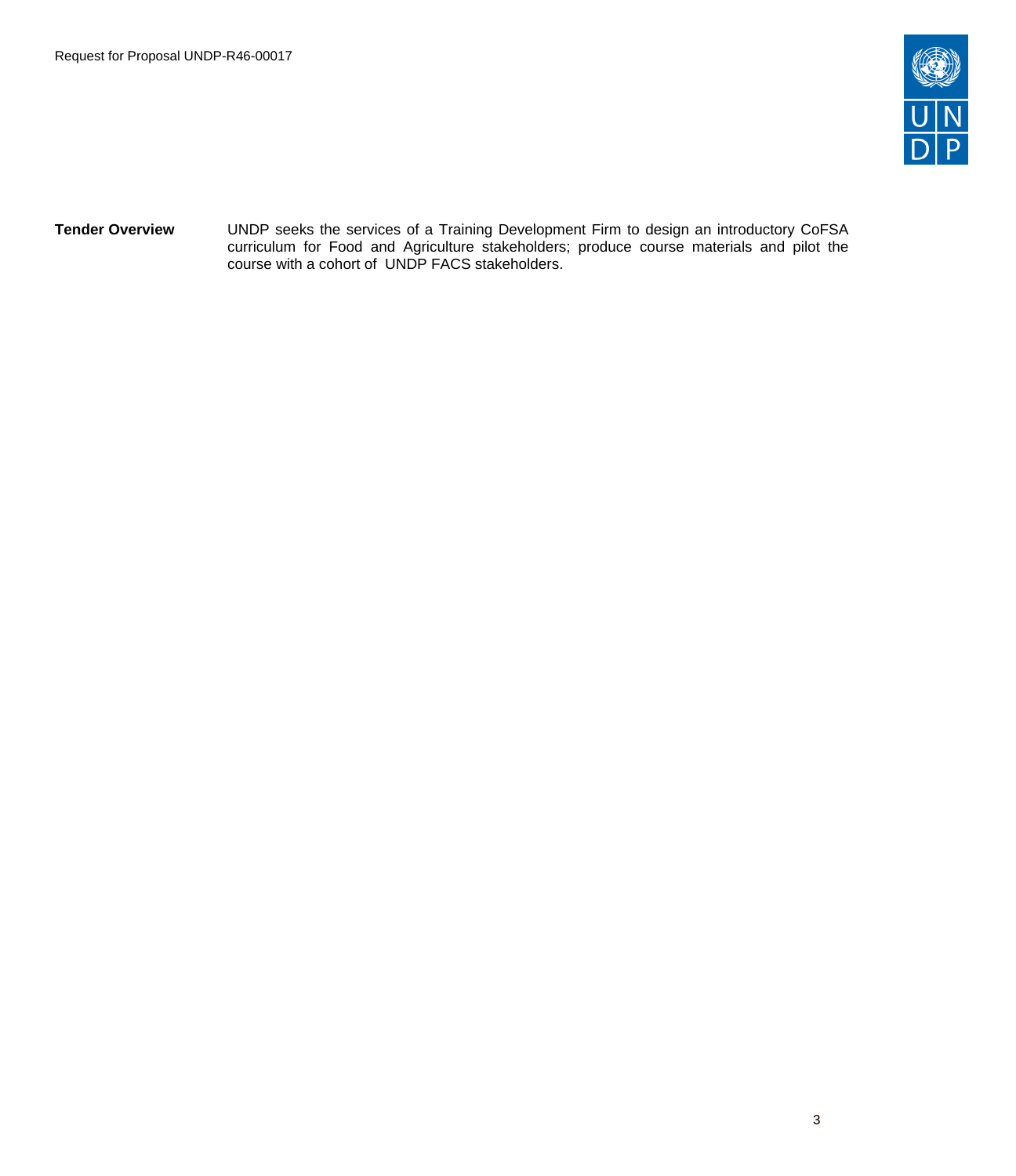| | |
|---|---|
| **Tender Overview** | UNDP seeks the services of a Training Development Firm to design an introductory CoFSA curriculum for Food and Agriculture stakeholders; produce course materials and pilot the course with a cohort of UNDP FACS stakeholders. |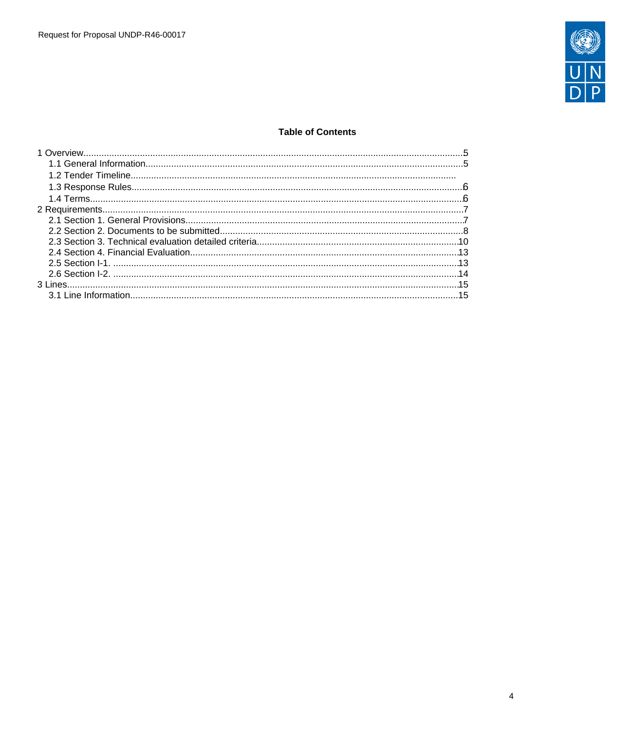**Table of Contents**

1 Overview....................................................5
- 1.1 General Information....................................................5
- 1.2 Tender Timeline....................................................
- 1.3 Response Rules....................................................6
- 1.4 Terms....................................................6

2 Requirements....................................................7
- 2.1 Section 1. General Provisions....................................................7
- 2.2 Section 2. Documents to be submitted....................................................8
- 2.3 Section 3. Technical evaluation detailed criteria....................................................10
- 2.4 Section 4. Financial Evaluation....................................................13
- 2.5 Section I-1. ....................................................13
- 2.6 Section I-2. ....................................................14

3 Lines....................................................15
- 3.1 Line Information....................................................15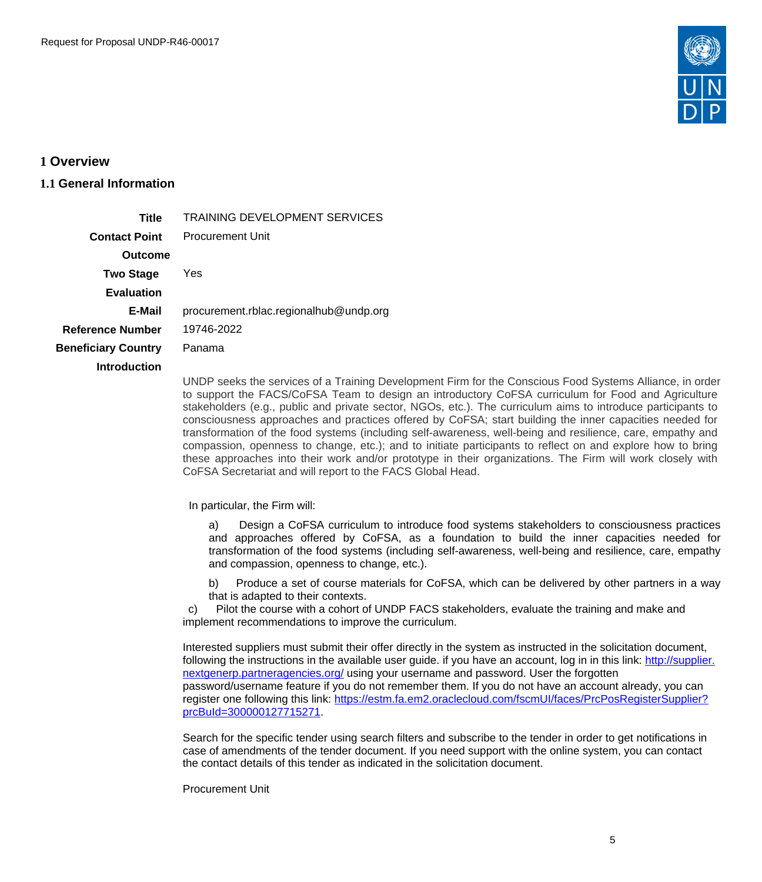# 1 Overview

## 1.1 General Information

| | |
|---|---|
| **Title** | TRAINING DEVELOPMENT SERVICES |
| **Contact Point** | Procurement Unit |
| **Outcome** | |
| **Two Stage** | Yes |
| **Evaluation** | |
| **E-Mail** | procurement.rblac.regionalhub@undp.org |
| **Reference Number** | 19746-2022 |
| **Beneficiary Country** | Panama |
| **Introduction** | |

UNDP seeks the services of a Training Development Firm for the Conscious Food Systems Alliance, in order to support the FACS/CoFSA Team to design an introductory CoFSA curriculum for Food and Agriculture stakeholders (e.g., public and private sector, NGOs, etc.). The curriculum aims to introduce participants to consciousness approaches and practices offered by CoFSA; start building the inner capacities needed for transformation of the food systems (including self-awareness, well-being and resilience, care, empathy and compassion, openness to change, etc.); and to initiate participants to reflect on and explore how to bring these approaches into their work and/or prototype in their organizations. The Firm will work closely with CoFSA Secretariat and will report to the FACS Global Head.

In particular, the Firm will:

a) Design a CoFSA curriculum to introduce food systems stakeholders to consciousness practices and approaches offered by CoFSA, as a foundation to build the inner capacities needed for transformation of the food systems (including self-awareness, well-being and resilience, care, empathy and compassion, openness to change, etc.).

b) Produce a set of course materials for CoFSA, which can be delivered by other partners in a way that is adapted to their contexts.

c) Pilot the course with a cohort of UNDP FACS stakeholders, evaluate the training and make and implement recommendations to improve the curriculum.

Interested suppliers must submit their offer directly in the system as instructed in the solicitation document, following the instructions in the available user guide. if you have an account, log in in this link: http://supplier.nextgenerp.partneragencies.org/ using your username and password. User the forgotten password/username feature if you do not remember them. If you do not have an account already, you can register one following this link: https://estm.fa.em2.oraclecloud.com/fscmUI/faces/PrcPosRegisterSupplier?prcBuId=300000127715271.

Search for the specific tender using search filters and subscribe to the tender in order to get notifications in case of amendments of the tender document. If you need support with the online system, you can contact the contact details of this tender as indicated in the solicitation document.

Procurement Unit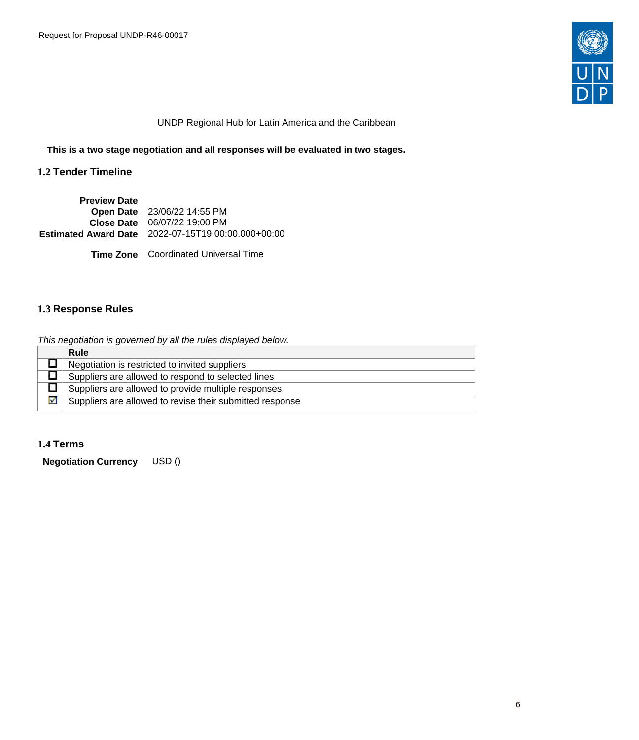UNDP Regional Hub for Latin America and the Caribbean

**This is a two stage negotiation and all responses will be evaluated in two stages.**

## 1.2 Tender Timeline

| | |
|---|---|
| **Preview Date** | |
| **Open Date** | 23/06/22 14:55 PM |
| **Close Date** | 06/07/22 19:00 PM |
| **Estimated Award Date** | 2022-07-15T19:00:00.000+00:00 |
| **Time Zone** | Coordinated Universal Time |

## 1.3 Response Rules

*This negotiation is governed by all the rules displayed below.*

| | Rule |
|---|---|
| ☐ | Negotiation is restricted to invited suppliers |
| ☐ | Suppliers are allowed to respond to selected lines |
| ☐ | Suppliers are allowed to provide multiple responses |
| ☑ | Suppliers are allowed to revise their submitted response |

## 1.4 Terms

**Negotiation Currency** USD ()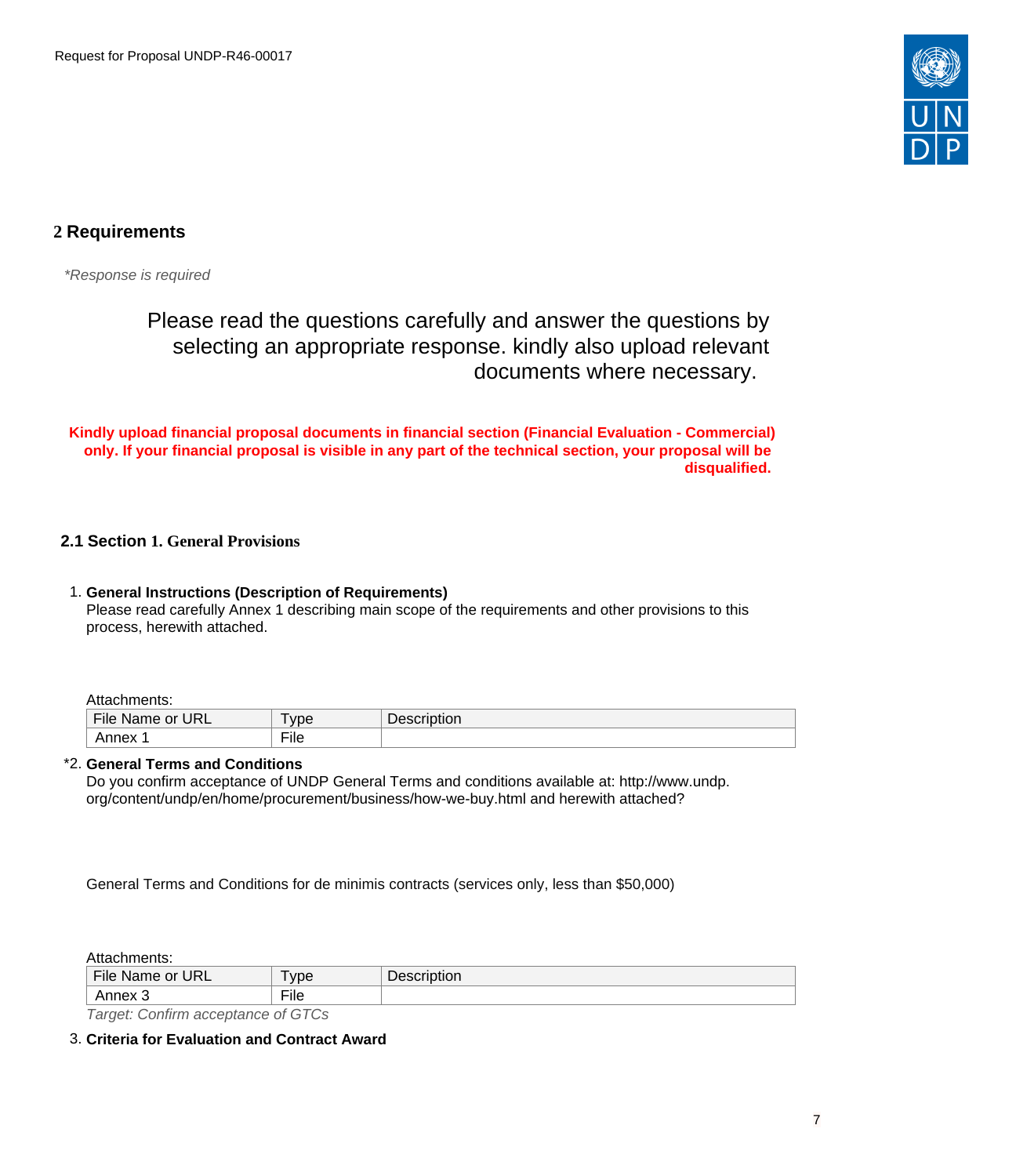## 2 Requirements

*\*Response is required*

Please read the questions carefully and answer the questions by selecting an appropriate response. kindly also upload relevant documents where necessary.

**Kindly upload financial proposal documents in financial section (Financial Evaluation - Commercial) only. If your financial proposal is visible in any part of the technical section, your proposal will be disqualified.**

### 2.1 Section 1. General Provisions

1. **General Instructions (Description of Requirements)**
   Please read carefully Annex 1 describing main scope of the requirements and other provisions to this process, herewith attached.

   Attachments:

   | File Name or URL | Type | Description |
   |---|---|---|
   | Annex 1 | File | |

*2. **General Terms and Conditions**
   Do you confirm acceptance of UNDP General Terms and conditions available at: http://www.undp.org/content/undp/en/home/procurement/business/how-we-buy.html and herewith attached?

   General Terms and Conditions for de minimis contracts (services only, less than $50,000)

   Attachments:

   | File Name or URL | Type | Description |
   |---|---|---|
   | Annex 3 | File | |

   *Target: Confirm acceptance of GTCs*

3. **Criteria for Evaluation and Contract Award**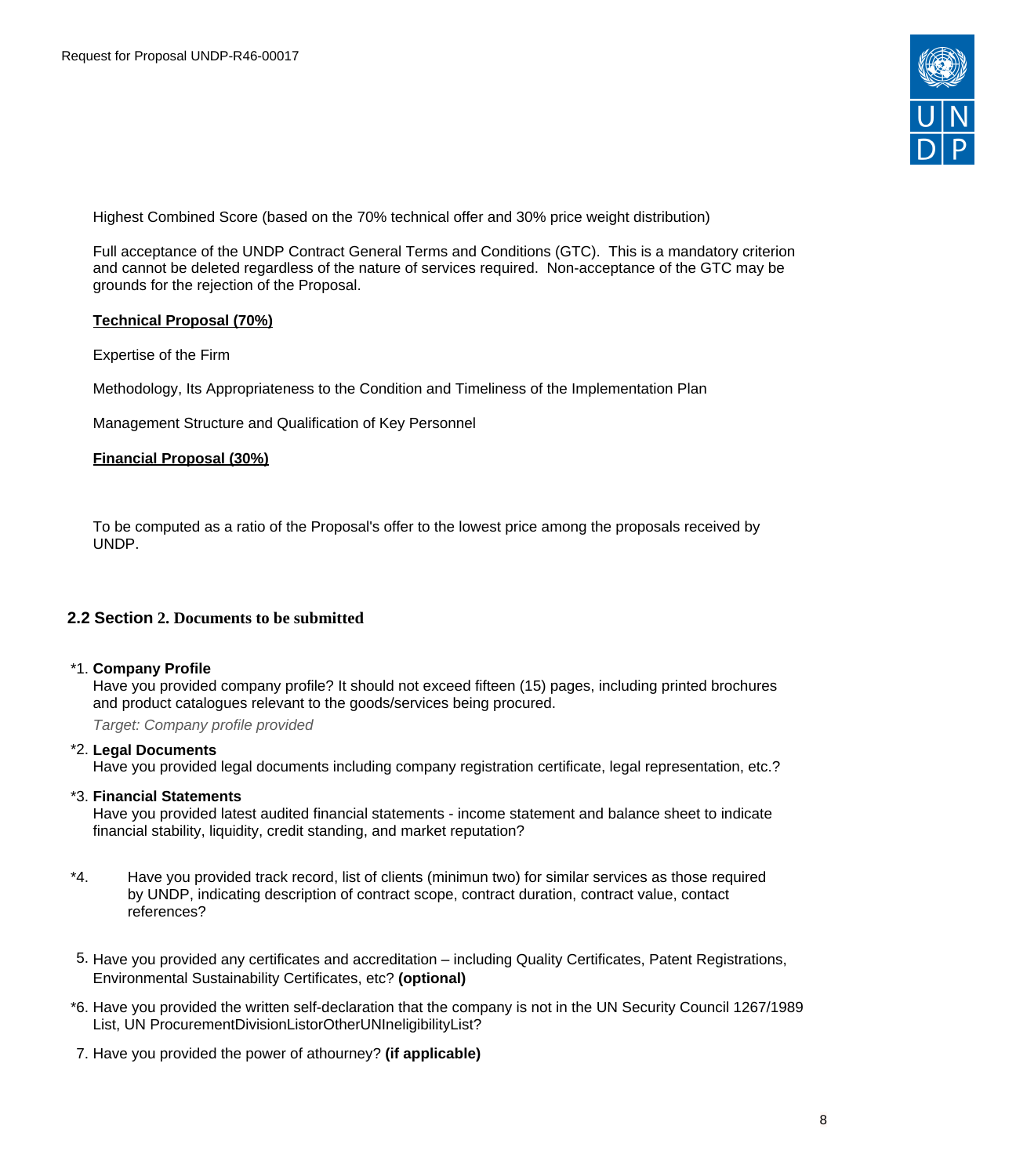Highest Combined Score (based on the 70% technical offer and 30% price weight distribution)

Full acceptance of the UNDP Contract General Terms and Conditions (GTC). This is a mandatory criterion and cannot be deleted regardless of the nature of services required. Non-acceptance of the GTC may be grounds for the rejection of the Proposal.

**Technical Proposal (70%)**

Expertise of the Firm

Methodology, Its Appropriateness to the Condition and Timeliness of the Implementation Plan

Management Structure and Qualification of Key Personnel

**Financial Proposal (30%)**

To be computed as a ratio of the Proposal's offer to the lowest price among the proposals received by UNDP.

## 2.2 Section 2. Documents to be submitted

*1. **Company Profile**
Have you provided company profile? It should not exceed fifteen (15) pages, including printed brochures and product catalogues relevant to the goods/services being procured.
*Target: Company profile provided*

*2. **Legal Documents**
Have you provided legal documents including company registration certificate, legal representation, etc.?

*3. **Financial Statements**
Have you provided latest audited financial statements - income statement and balance sheet to indicate financial stability, liquidity, credit standing, and market reputation?

*4. Have you provided track record, list of clients (minimun two) for similar services as those required by UNDP, indicating description of contract scope, contract duration, contract value, contact references?

5. Have you provided any certificates and accreditation – including Quality Certificates, Patent Registrations, Environmental Sustainability Certificates, etc? **(optional)**

*6. Have you provided the written self-declaration that the company is not in the UN Security Council 1267/1989 List, UN ProcurementDivisionListorOtherUNIneligibilityList?

7. Have you provided the power of athourney? **(if applicable)**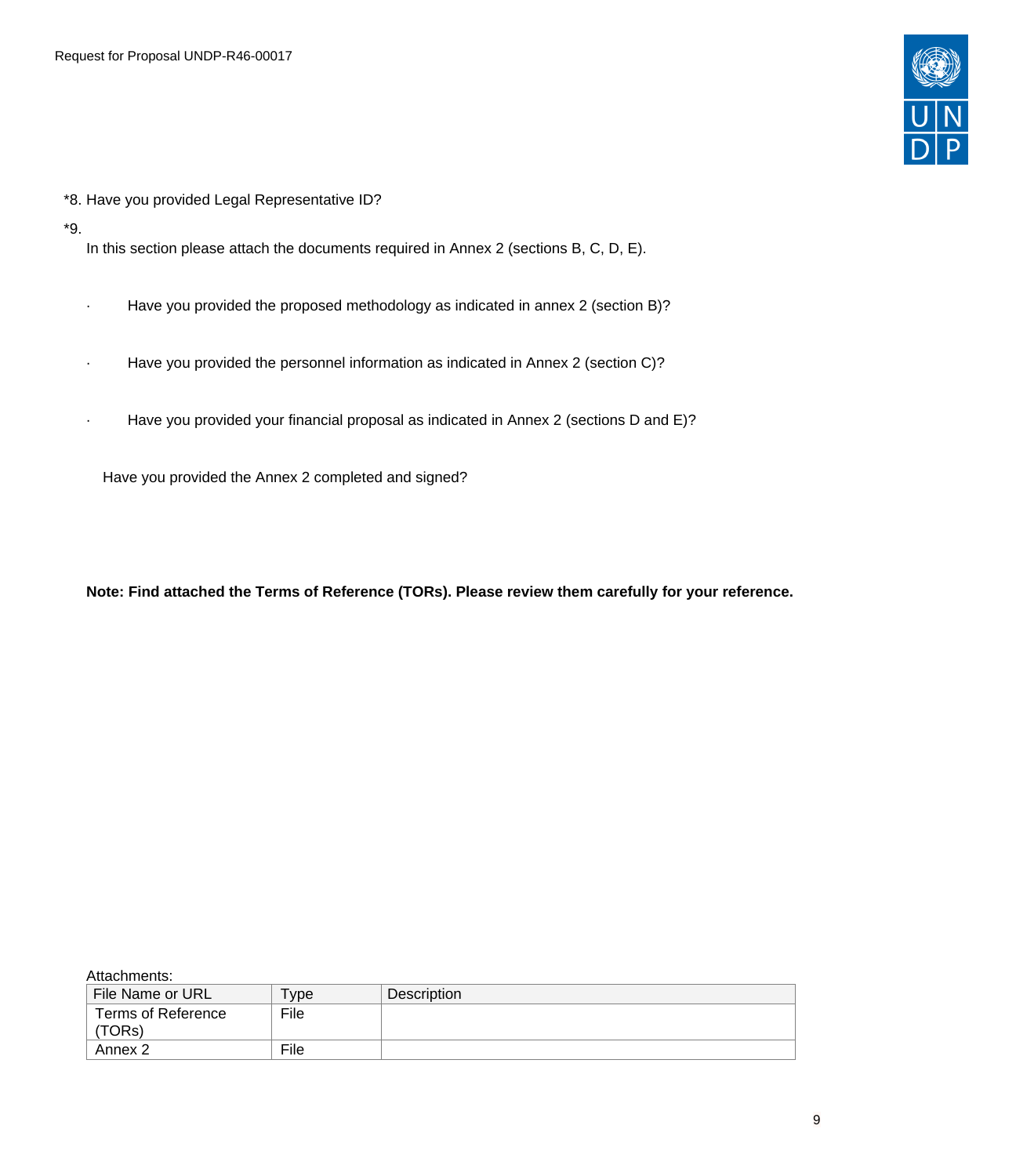*8. Have you provided Legal Representative ID?

*9.

In this section please attach the documents required in Annex 2 (sections B, C, D, E).

- Have you provided the proposed methodology as indicated in annex 2 (section B)?

- Have you provided the personnel information as indicated in Annex 2 (section C)?

- Have you provided your financial proposal as indicated in Annex 2 (sections D and E)?

Have you provided the Annex 2 completed and signed?

**Note: Find attached the Terms of Reference (TORs). Please review them carefully for your reference.**

Attachments:

| File Name or URL | Type | Description |
| --- | --- | --- |
| Terms of Reference (TORs) | File | |
| Annex 2 | File | |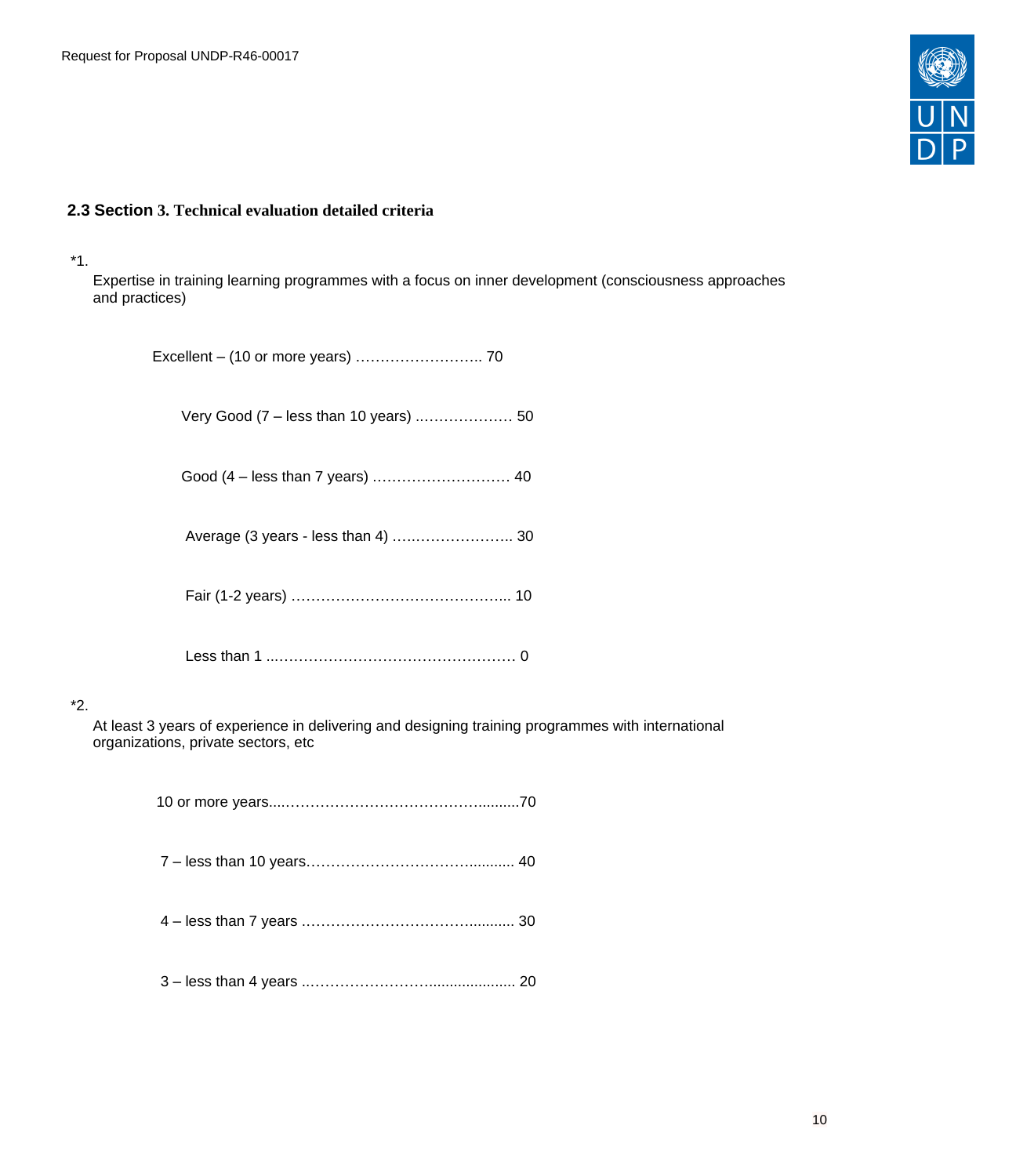## 2.3 Section 3. Technical evaluation detailed criteria

*1.

Expertise in training learning programmes with a focus on inner development (consciousness approaches and practices)

Excellent – (10 or more years) …………………….. 70

Very Good (7 – less than 10 years) ………………. 50

Good (4 – less than 7 years) ………………………. 40

Average (3 years - less than 4) …..………………….. 30

Fair (1-2 years) ……………………………………... 10

Less than 1 ..…………………………………………. 0

*2.

At least 3 years of experience in delivering and designing training programmes with international organizations, private sectors, etc

10 or more years....……………………………….........70

7 – less than 10 years………………………….......... 40

4 – less than 7 years ……………………………......... 30

3 – less than 4 years ..……………………................... 20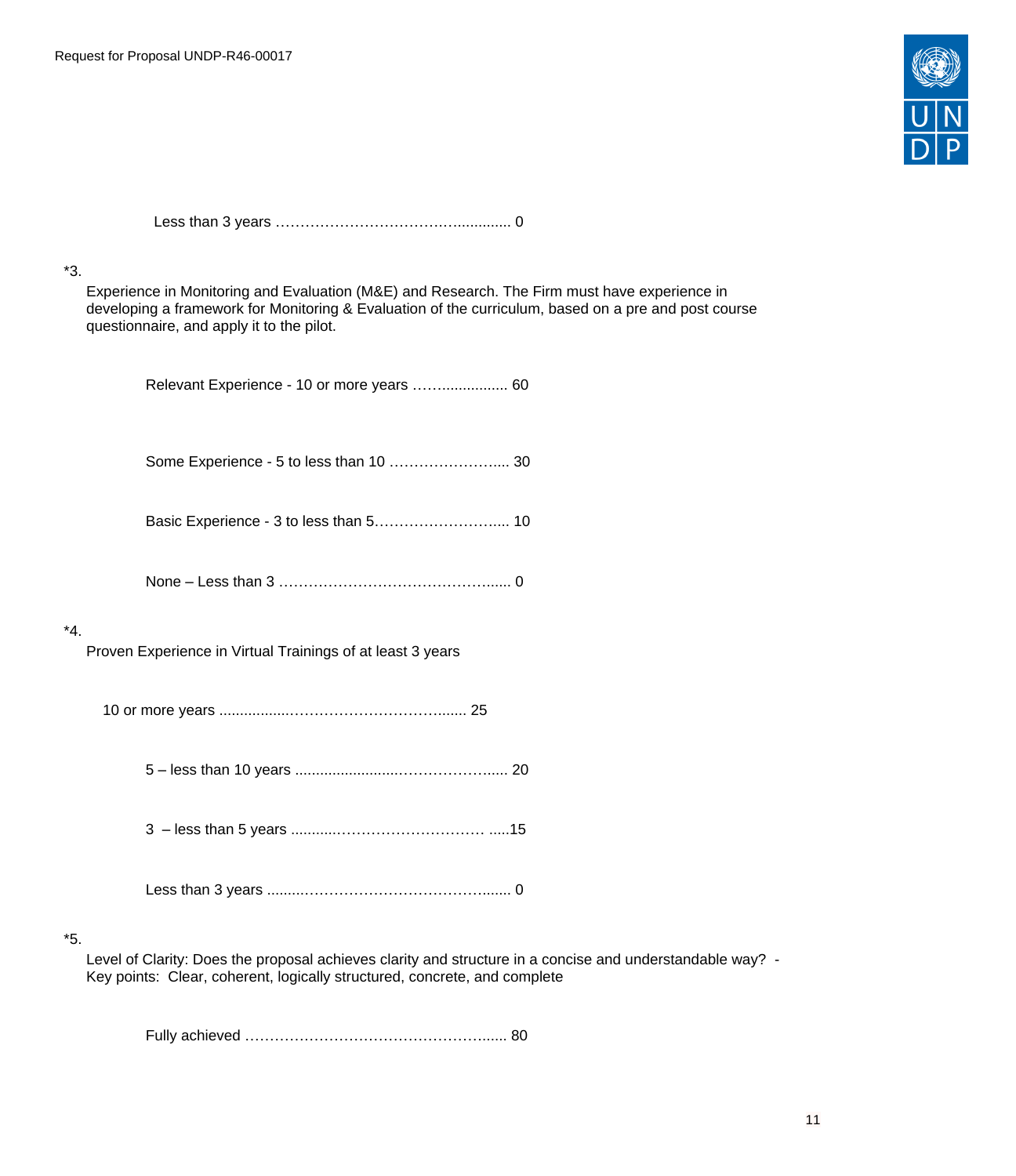Less than 3 years …………………………………............. 0

*3.

Experience in Monitoring and Evaluation (M&E) and Research. The Firm must have experience in developing a framework for Monitoring & Evaluation of the curriculum, based on a pre and post course questionnaire, and apply it to the pilot.

Relevant Experience - 10 or more years ……................ 60

Some Experience - 5 to less than 10 …………………..... 30

Basic Experience - 3 to less than 5……………………..... 10

None – Less than 3 ……………………………………...... 0

*4.

Proven Experience in Virtual Trainings of at least 3 years

10 or more years ................……………………………...... 25

5 – less than 10 years .......................………………...... 20

3 – less than 5 years ...........……………………… .....15

Less than 3 years .........……………………………........ 0

*5.

Level of Clarity: Does the proposal achieves clarity and structure in a concise and understandable way? - Key points: Clear, coherent, logically structured, concrete, and complete

Fully achieved …………………………………………...... 80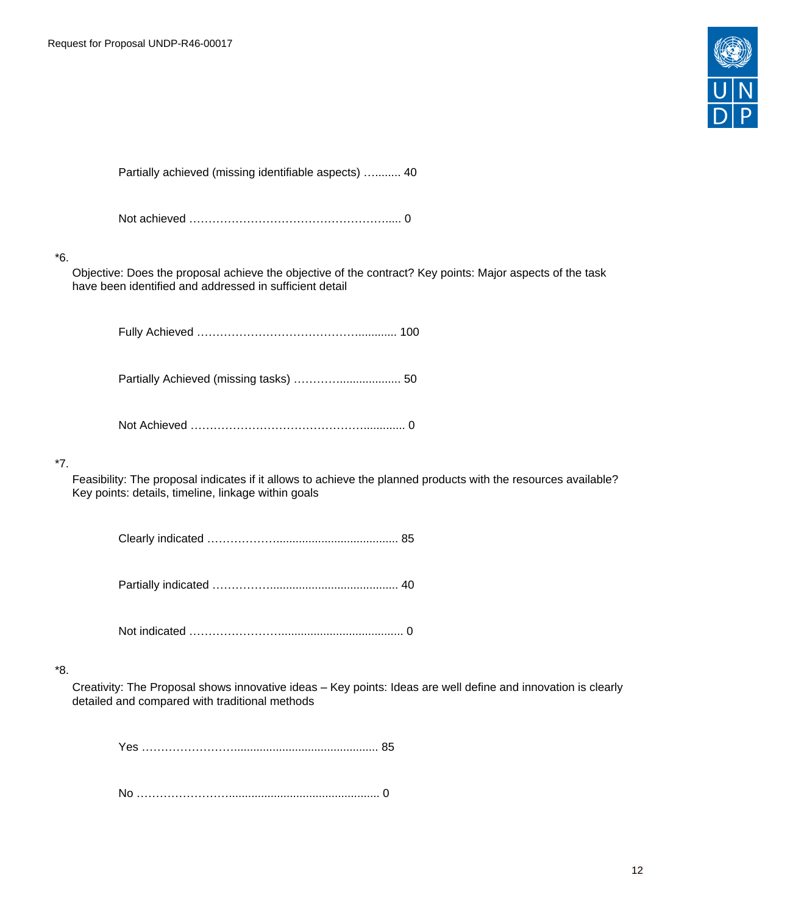Partially achieved (missing identifiable aspects) …......... 40

Not achieved …………………………………………….... 0

*6.

Objective: Does the proposal achieve the objective of the contract? Key points: Major aspects of the task have been identified and addressed in sufficient detail

Fully Achieved ……………………………………............ 100

Partially Achieved (missing tasks) …………................... 50

Not Achieved …………………………………….............. 0

*7.

Feasibility: The proposal indicates if it allows to achieve the planned products with the resources available? Key points: details, timeline, linkage within goals

Clearly indicated ………………...................................... 85

Partially indicated ……………....................................... 40

Not indicated ……………………..................................... 0

*8.

Creativity: The Proposal shows innovative ideas – Key points: Ideas are well define and innovation is clearly detailed and compared with traditional methods

Yes …………………….......................................................... 85

No …………………….............................................................. 0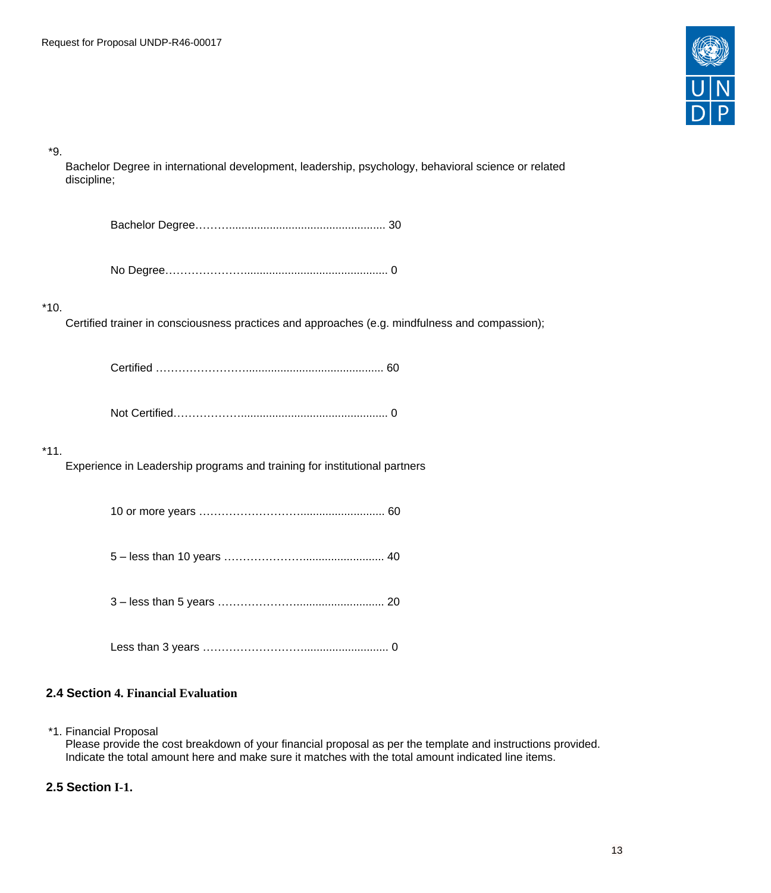*9.

Bachelor Degree in international development, leadership, psychology, behavioral science or related discipline;

Bachelor Degree………................................................. 30

No Degree………………….............................................. 0

*10.

Certified trainer in consciousness practices and approaches (e.g. mindfulness and compassion);

Certified …………………........................................... 60

Not Certified……………….............................................. 0

*11.

Experience in Leadership programs and training for institutional partners

10 or more years …………………….......................... 60

5 – less than 10 years ………………......................... 40

3 – less than 5 years ……………….......................... 20

Less than 3 years …………………….......................... 0

## 2.4 Section 4. Financial Evaluation

*1. Financial Proposal
Please provide the cost breakdown of your financial proposal as per the template and instructions provided. Indicate the total amount here and make sure it matches with the total amount indicated line items.

## 2.5 Section I-1.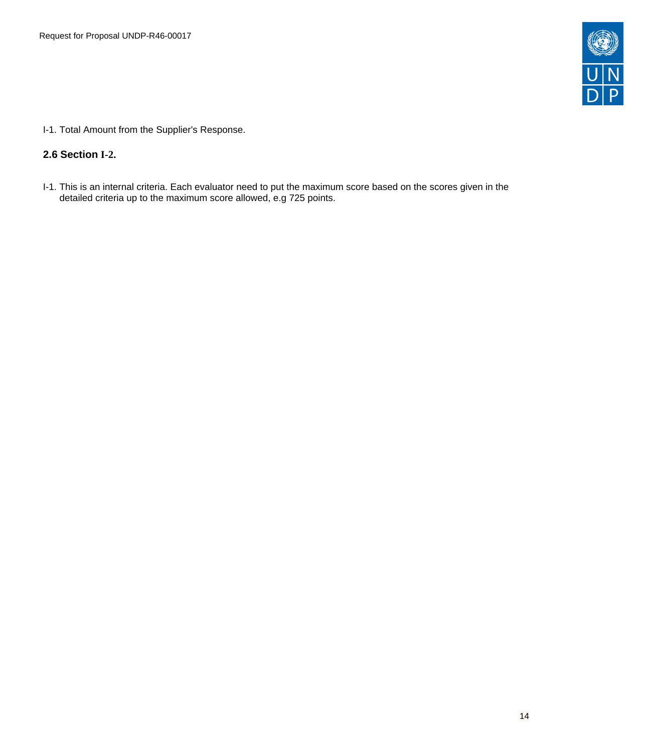I-1. Total Amount from the Supplier's Response.

### 2.6 Section I-2.

I-1. This is an internal criteria. Each evaluator need to put the maximum score based on the scores given in the detailed criteria up to the maximum score allowed, e.g 725 points.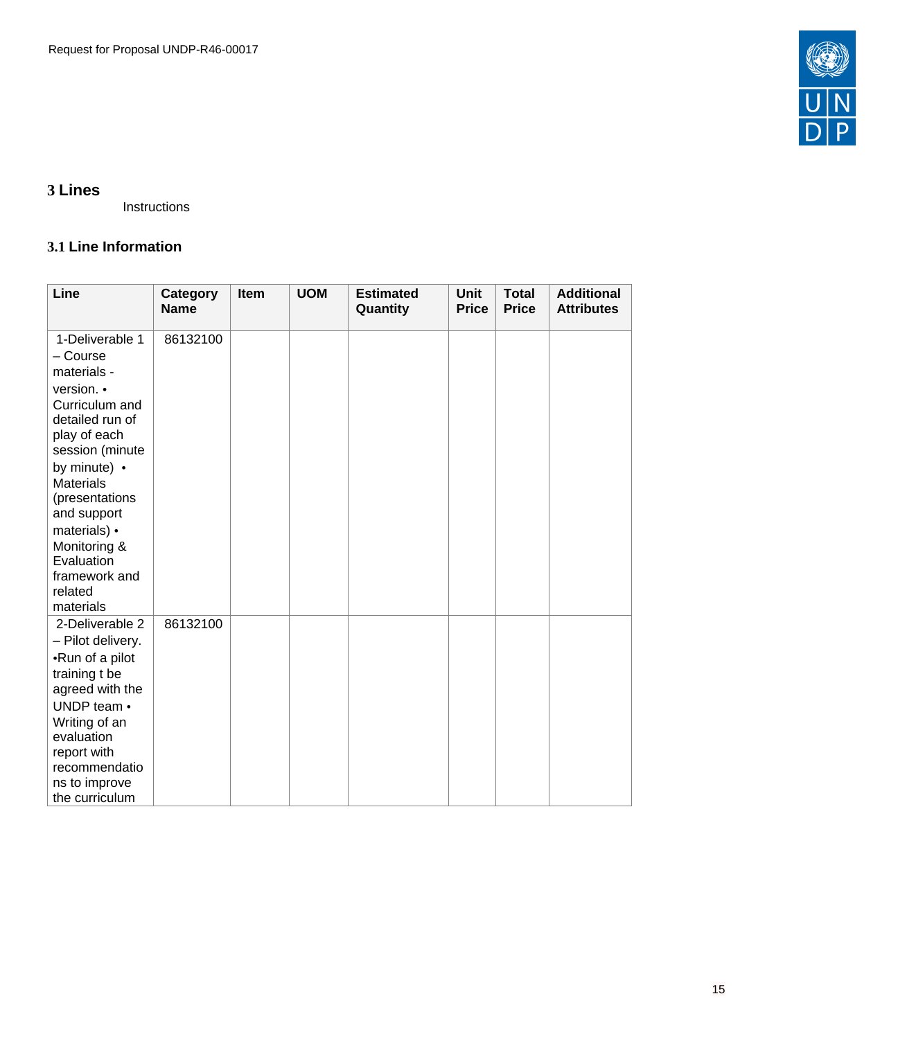# 3 Lines

Instructions

## 3.1 Line Information

| Line | Category Name | Item | UOM | Estimated Quantity | Unit Price | Total Price | Additional Attributes |
|---|---|---|---|---|---|---|---|
| 1-Deliverable 1 – Course materials - version. • Curriculum and detailed run of play of each session (minute by minute) • Materials (presentations and support materials) • Monitoring & Evaluation framework and related materials | 86132100 | | | | | | |
| 2-Deliverable 2 – Pilot delivery. •Run of a pilot training t be agreed with the UNDP team • Writing of an evaluation report with recommendations to improve the curriculum | 86132100 | | | | | | |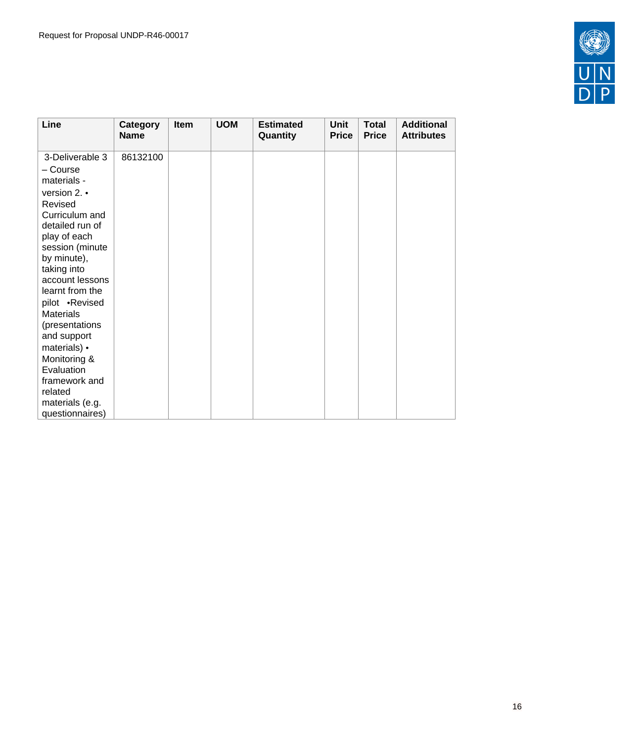| Line | Category Name | Item | UOM | Estimated Quantity | Unit Price | Total Price | Additional Attributes |
|---|---|---|---|---|---|---|---|
| 3-Deliverable 3 – Course materials - version 2. • Revised Curriculum and detailed run of play of each session (minute by minute), taking into account lessons learnt from the pilot •Revised Materials (presentations and support materials) • Monitoring & Evaluation framework and related materials (e.g. questionnaires) | 86132100 | | | | | | |